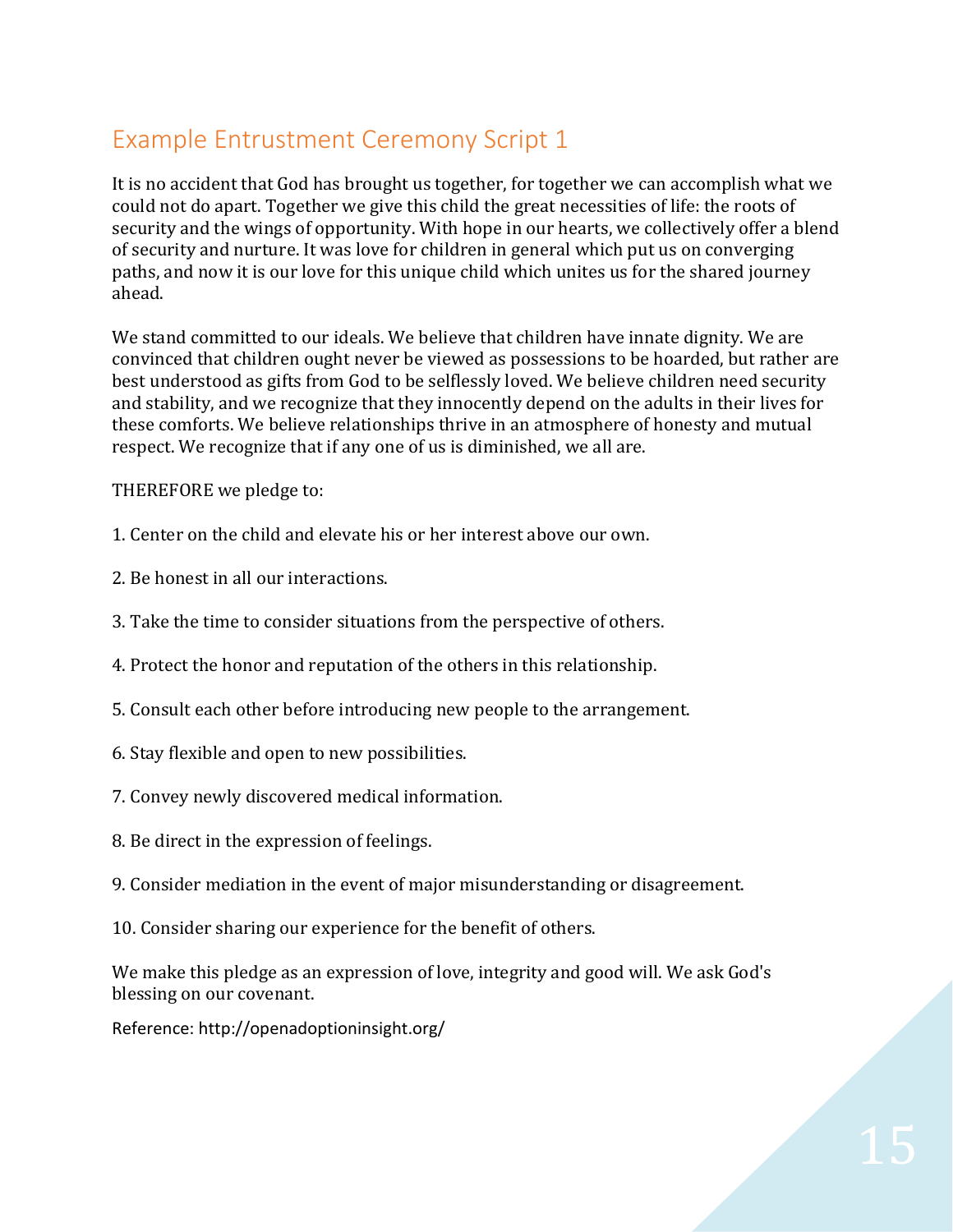## Example Entrustment Ceremony Script 1

It is no accident that God has brought us together, for together we can accomplish what we could not do apart. Together we give this child the great necessities of life: the roots of security and the wings of opportunity. With hope in our hearts, we collectively offer a blend of security and nurture. It was love for children in general which put us on converging paths, and now it is our love for this unique child which unites us for the shared journey ahead.

We stand committed to our ideals. We believe that children have innate dignity. We are convinced that children ought never be viewed as possessions to be hoarded, but rather are best understood as gifts from God to be selflessly loved. We believe children need security and stability, and we recognize that they innocently depend on the adults in their lives for these comforts. We believe relationships thrive in an atmosphere of honesty and mutual respect. We recognize that if any one of us is diminished, we all are.

THEREFORE we pledge to:

1. Center on the child and elevate his or her interest above our own.

2. Be honest in all our interactions.

3. Take the time to consider situations from the perspective of others.

4. Protect the honor and reputation of the others in this relationship.

5. Consult each other before introducing new people to the arrangement.

6. Stay flexible and open to new possibilities.

7. Convey newly discovered medical information.

8. Be direct in the expression of feelings.

9. Consider mediation in the event of major misunderstanding or disagreement.

10. Consider sharing our experience for the benefit of others.

We make this pledge as an expression of love, integrity and good will. We ask God's blessing on our covenant.

Reference: http://openadoptioninsight.org/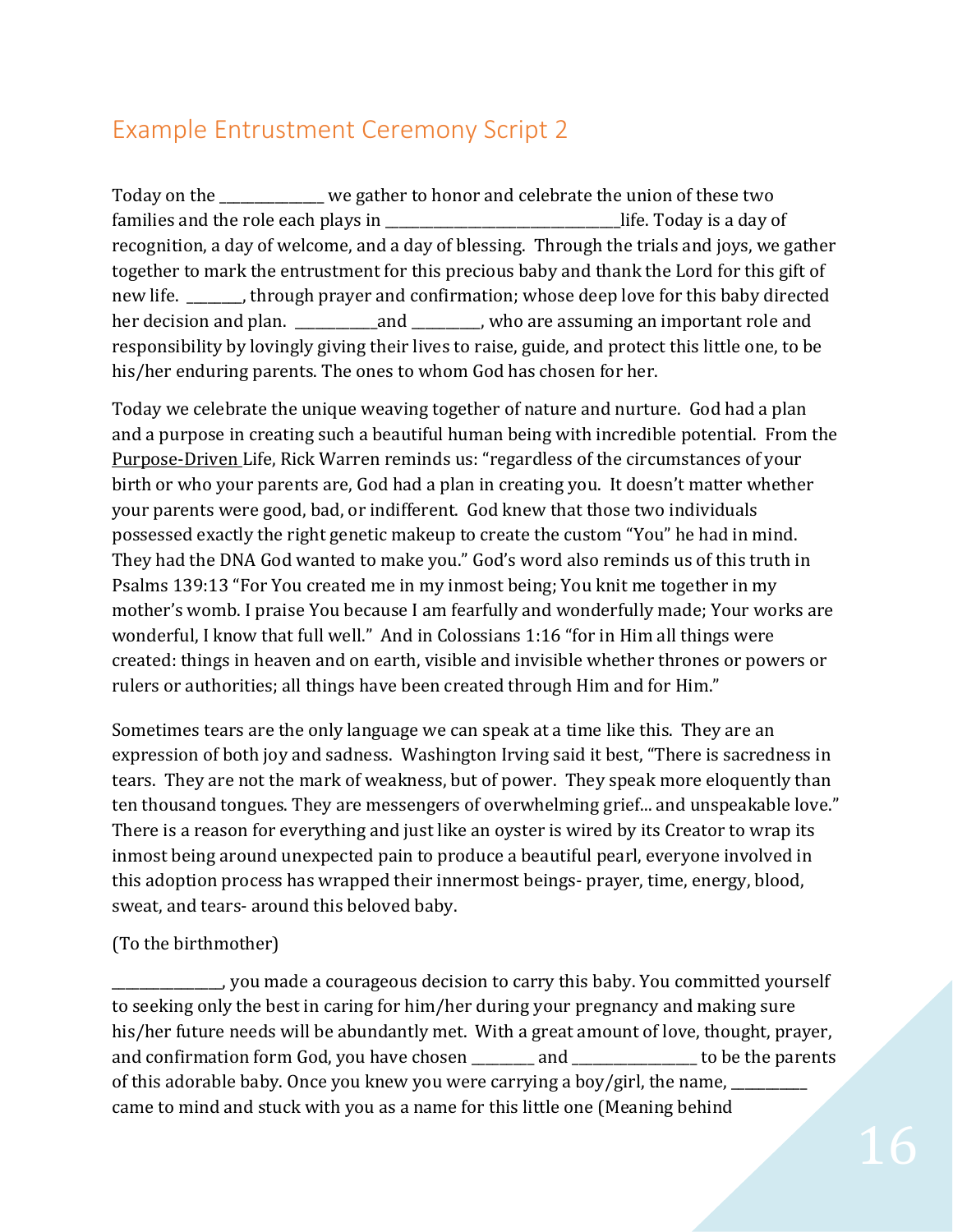## Example Entrustment Ceremony Script 2

Today on the ______________ we gather to honor and celebrate the union of these two families and the role each plays in ________________________________life. Today is a day of recognition, a day of welcome, and a day of blessing. Through the trials and joys, we gather together to mark the entrustment for this precious baby and thank the Lord for this gift of new life. _______, through prayer and confirmation; whose deep love for this baby directed her decision and plan. ___________and _________, who are assuming an important role and responsibility by lovingly giving their lives to raise, guide, and protect this little one, to be his/her enduring parents. The ones to whom God has chosen for her.

Today we celebrate the unique weaving together of nature and nurture. God had a plan and a purpose in creating such a beautiful human being with incredible potential. From the Purpose-Driven Life, Rick Warren reminds us: "regardless of the circumstances of your birth or who your parents are, God had a plan in creating you. It doesn't matter whether your parents were good, bad, or indifferent. God knew that those two individuals possessed exactly the right genetic makeup to create the custom "You" he had in mind. They had the DNA God wanted to make you." God's word also reminds us of this truth in Psalms 139:13 "For You created me in my inmost being; You knit me together in my mother's womb. I praise You because I am fearfully and wonderfully made; Your works are wonderful, I know that full well." And in Colossians 1:16 "for in Him all things were created: things in heaven and on earth, visible and invisible whether thrones or powers or rulers or authorities; all things have been created through Him and for Him."

Sometimes tears are the only language we can speak at a time like this. They are an expression of both joy and sadness. Washington Irving said it best, "There is sacredness in tears. They are not the mark of weakness, but of power. They speak more eloquently than ten thousand tongues. They are messengers of overwhelming grief... and unspeakable love." There is a reason for everything and just like an oyster is wired by its Creator to wrap its inmost being around unexpected pain to produce a beautiful pearl, everyone involved in this adoption process has wrapped their innermost beings- prayer, time, energy, blood, sweat, and tears- around this beloved baby.

(To the birthmother)

______________, you made a courageous decision to carry this baby. You committed yourself to seeking only the best in caring for him/her during your pregnancy and making sure his/her future needs will be abundantly met. With a great amount of love, thought, prayer, and confirmation form God, you have chosen ________ and ________________ to be the parents of this adorable baby. Once you knew you were carrying a boy/girl, the name, __________ came to mind and stuck with you as a name for this little one (Meaning behind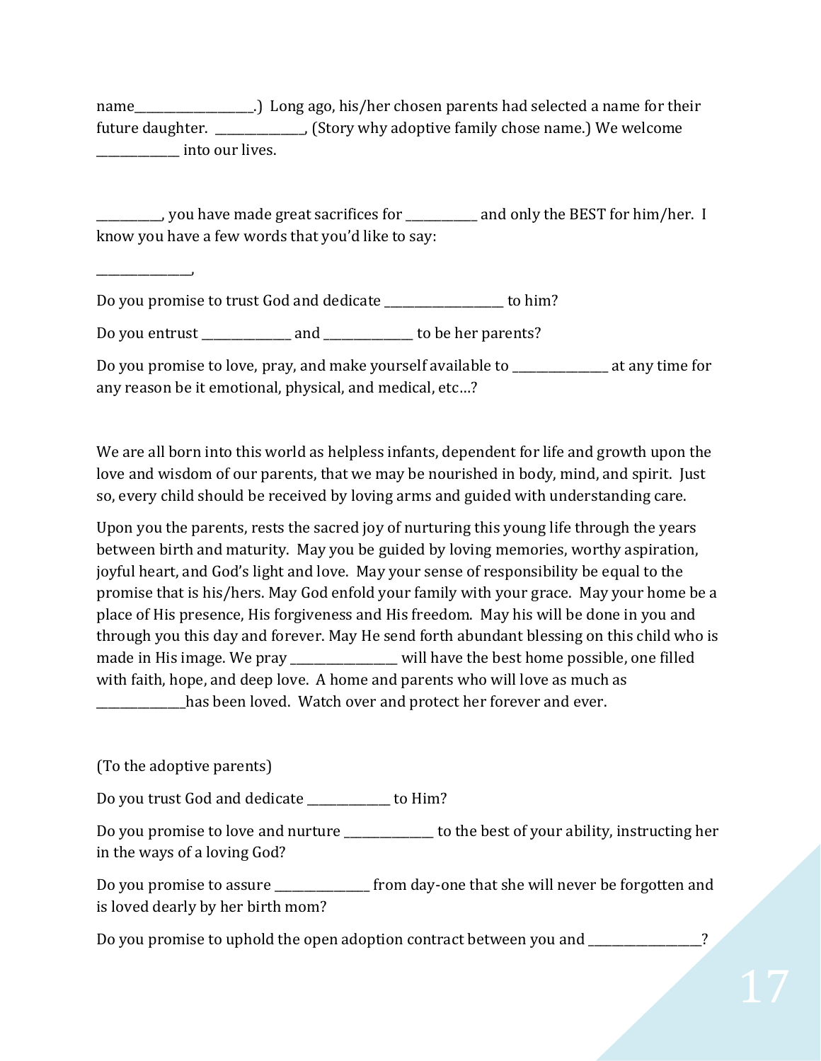name___________________.) Long ago, his/her chosen parents had selected a name for their future daughter. ______________, (Story why adoptive family chose name.) We welcome _____________ into our lives.

__________, you have made great sacrifices for ___________ and only the BEST for him/her. I know you have a few words that you'd like to say:

_______________,

Do you promise to trust God and dedicate ___________________ to him?

Do you entrust ______________ and ______________ to be her parents?

Do you promise to love, pray, and make yourself available to _______________ at any time for any reason be it emotional, physical, and medical, etc…?

We are all born into this world as helpless infants, dependent for life and growth upon the love and wisdom of our parents, that we may be nourished in body, mind, and spirit. Just so, every child should be received by loving arms and guided with understanding care.

Upon you the parents, rests the sacred joy of nurturing this young life through the years between birth and maturity. May you be guided by loving memories, worthy aspiration, joyful heart, and God's light and love. May your sense of responsibility be equal to the promise that is his/hers. May God enfold your family with your grace. May your home be a place of His presence, His forgiveness and His freedom. May his will be done in you and through you this day and forever. May He send forth abundant blessing on this child who is made in His image. We pray ________________ will have the best home possible, one filled with faith, hope, and deep love. A home and parents who will love as much as ______________has been loved. Watch over and protect her forever and ever.

(To the adoptive parents)

Do you trust God and dedicate _____________ to Him?

Do you promise to love and nurture ______________ to the best of your ability, instructing her in the ways of a loving God?

Do you promise to assure _______________ from day-one that she will never be forgotten and is loved dearly by her birth mom?

Do you promise to uphold the open adoption contract between you and __________________?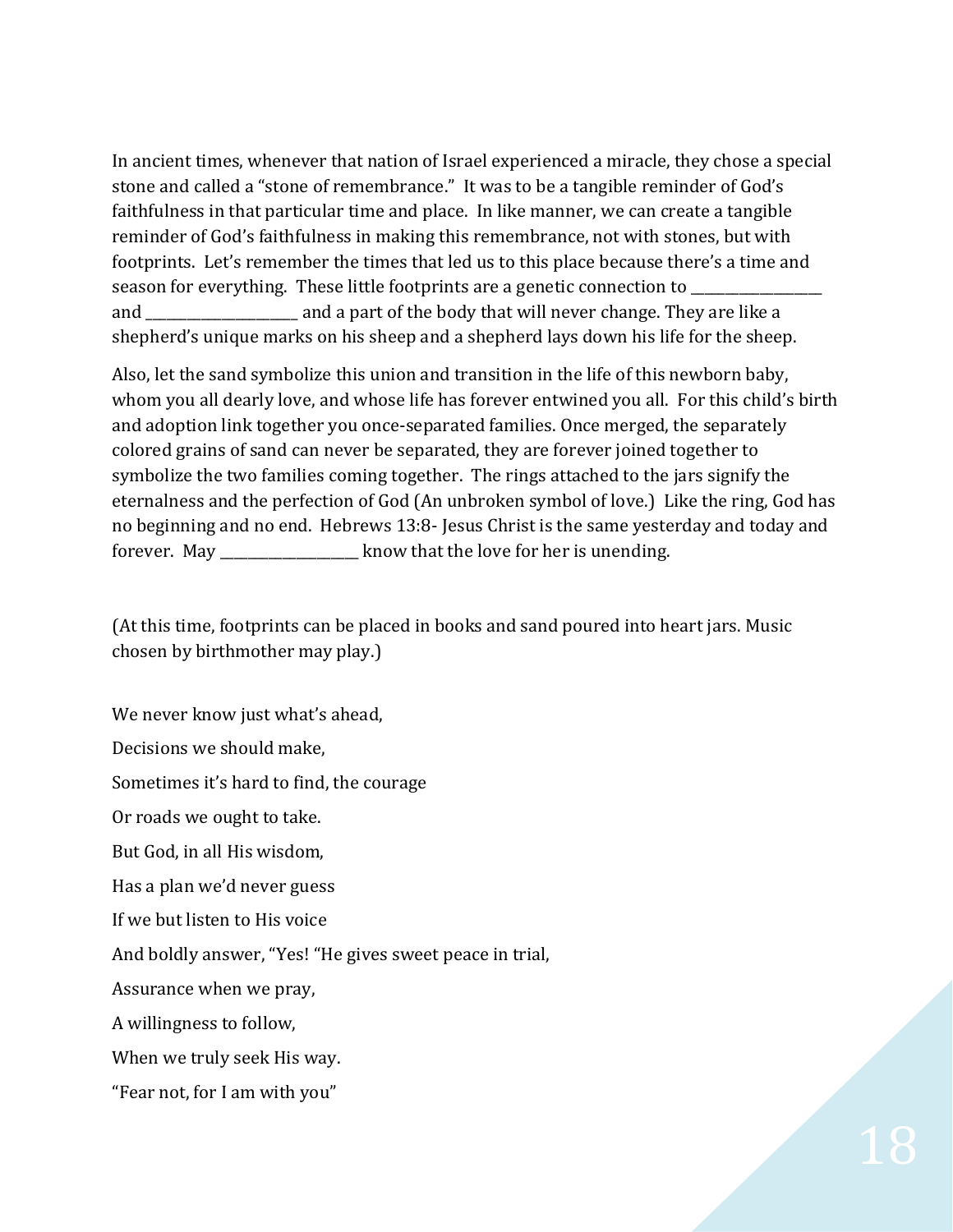In ancient times, whenever that nation of Israel experienced a miracle, they chose a special stone and called a "stone of remembrance." It was to be a tangible reminder of God's faithfulness in that particular time and place. In like manner, we can create a tangible reminder of God's faithfulness in making this remembrance, not with stones, but with footprints. Let's remember the times that led us to this place because there's a time and season for everything. These little footprints are a genetic connection to __________________ and _____________________ and a part of the body that will never change. They are like a shepherd's unique marks on his sheep and a shepherd lays down his life for the sheep.

Also, let the sand symbolize this union and transition in the life of this newborn baby, whom you all dearly love, and whose life has forever entwined you all. For this child's birth and adoption link together you once-separated families. Once merged, the separately colored grains of sand can never be separated, they are forever joined together to symbolize the two families coming together. The rings attached to the jars signify the eternalness and the perfection of God (An unbroken symbol of love.) Like the ring, God has no beginning and no end. Hebrews 13:8- Jesus Christ is the same yesterday and today and forever. May ___________________ know that the love for her is unending.

(At this time, footprints can be placed in books and sand poured into heart jars. Music chosen by birthmother may play.)

We never know just what's ahead,

Decisions we should make,

Sometimes it's hard to find, the courage

Or roads we ought to take.

But God, in all His wisdom,

Has a plan we'd never guess

If we but listen to His voice

And boldly answer, "Yes! "He gives sweet peace in trial,

Assurance when we pray,

A willingness to follow,

When we truly seek His way.

"Fear not, for I am with you"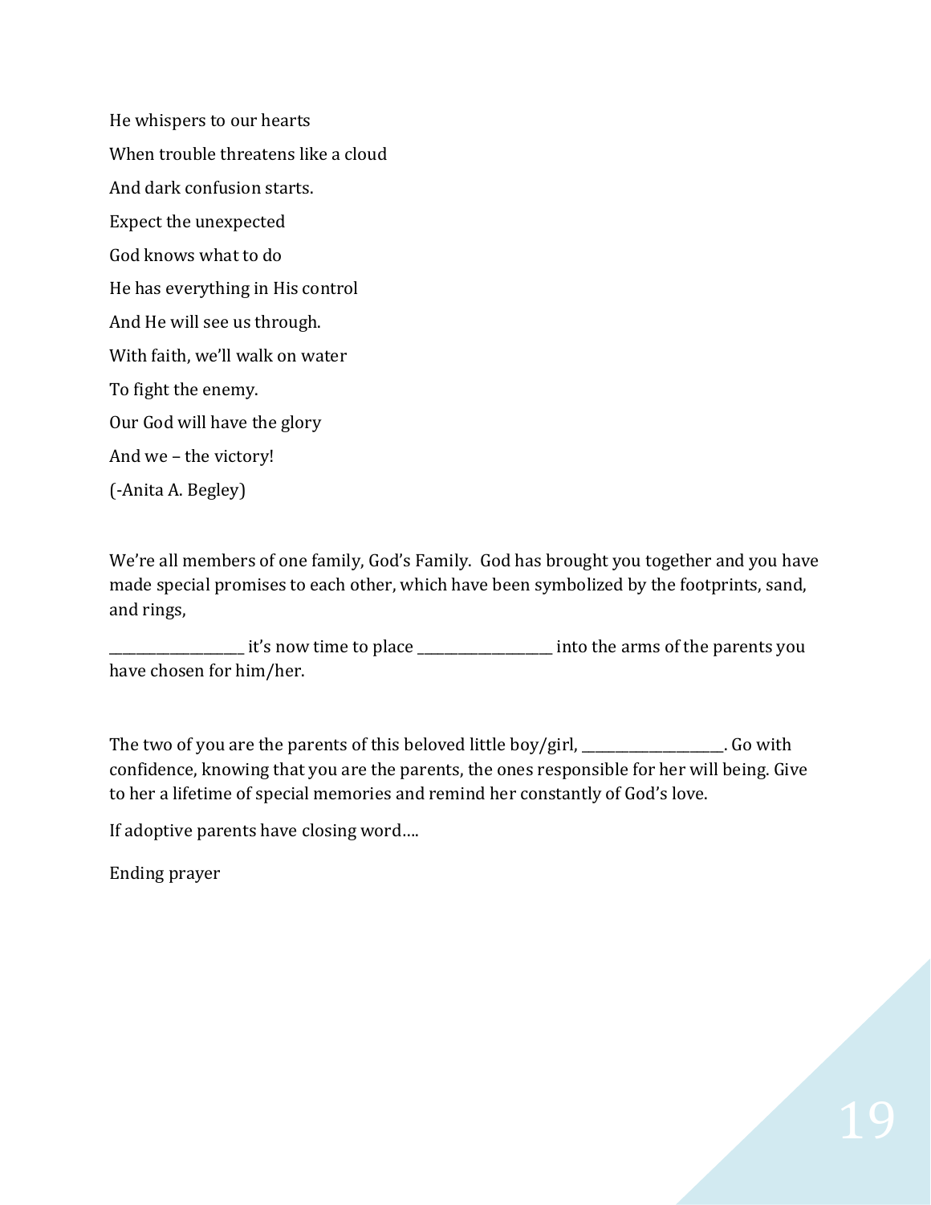He whispers to our hearts

When trouble threatens like a cloud

And dark confusion starts.

Expect the unexpected

God knows what to do

He has everything in His control

And He will see us through.

With faith, we'll walk on water

To fight the enemy.

Our God will have the glory

And we – the victory!

(-Anita A. Begley)

We're all members of one family, God's Family. God has brought you together and you have made special promises to each other, which have been symbolized by the footprints, sand, and rings,

__________________ it's now time to place __________________ into the arms of the parents you have chosen for him/her.

The two of you are the parents of this beloved little boy/girl, ____________________. Go with confidence, knowing that you are the parents, the ones responsible for her will being. Give to her a lifetime of special memories and remind her constantly of God's love.

If adoptive parents have closing word….

Ending prayer